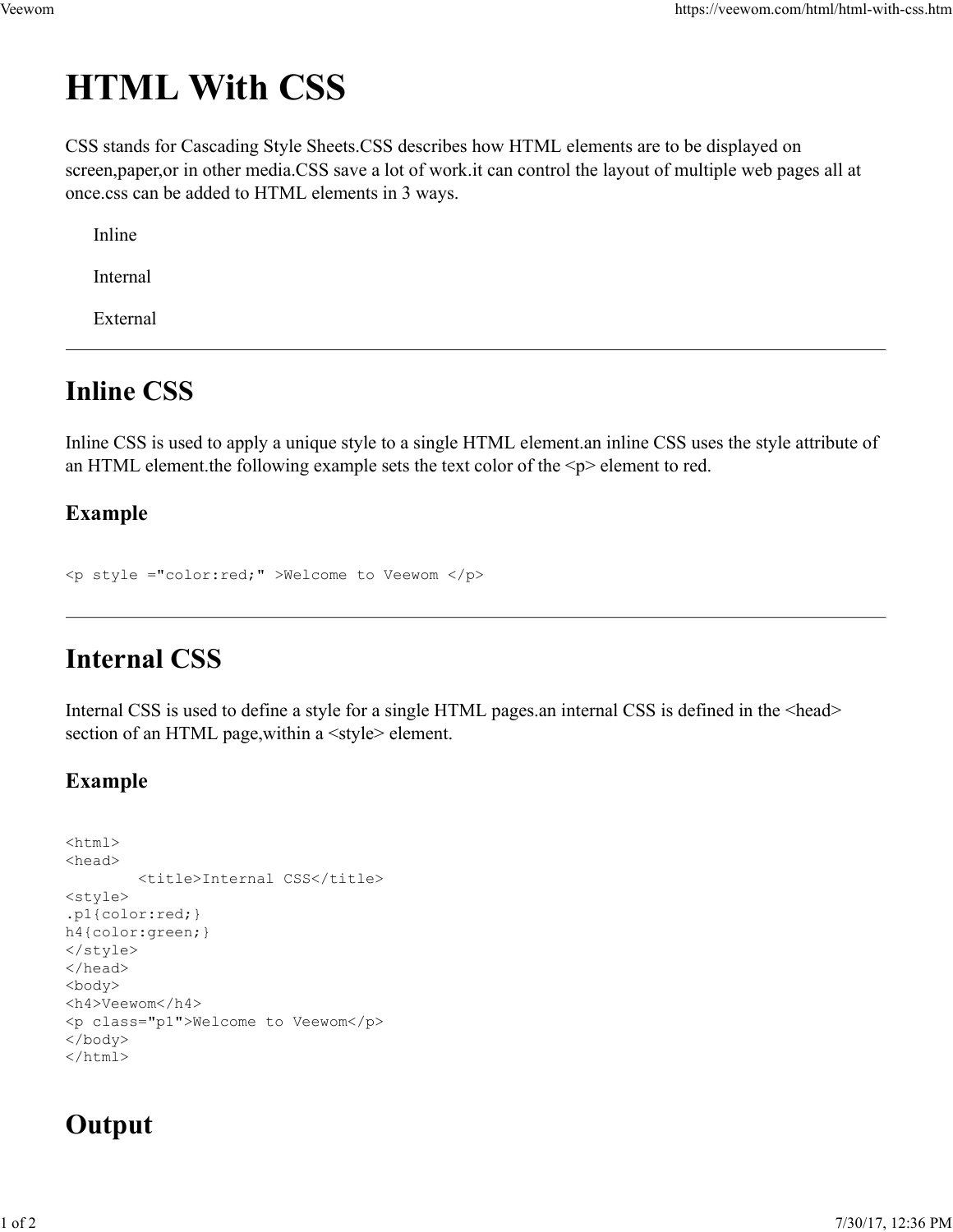# HTML With CSS

CSS stands for Cascading Style Sheets.CSS describes how HTML elements are to be displayed on screen,paper,or in other media.CSS save a lot of work.it can control the layout of multiple web pages all at once.css can be added to HTML elements in 3 ways.

- Inline
- Internal
- External

---

## Inline CSS

Inline CSS is used to apply a unique style to a single HTML element.an inline CSS uses the style attribute of an HTML element.the following example sets the text color of the <p> element to red.

### Example

```
<p style ="color:red;" >Welcome to Veewom </p>
```

---

## Internal CSS

Internal CSS is used to define a style for a single HTML pages.an internal CSS is defined in the <head> section of an HTML page,within a <style> element.

### Example

```
<html>
<head>
        <title>Internal CSS</title>
<style>
.p1{color:red;}
h4{color:green;}
</style>
</head>
<body>
<h4>Veewom</h4>
<p class="p1">Welcome to Veewom</p>
</body>
</html>
```

## Output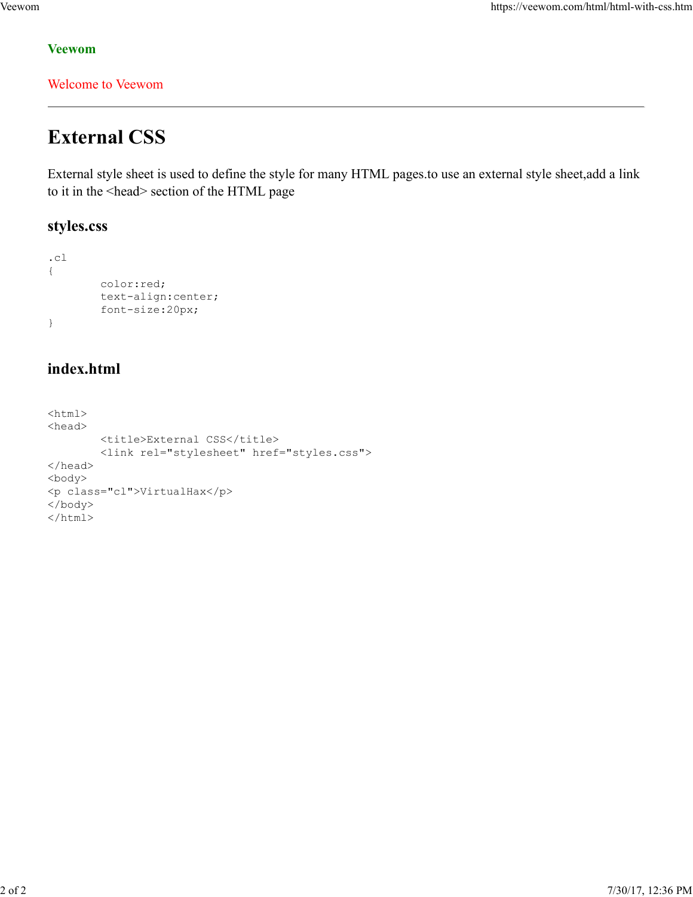**Veewom**

Welcome to Veewom

---

# External CSS

External style sheet is used to define the style for many HTML pages.to use an external style sheet,add a link to it in the <head> section of the HTML page

### styles.css

```
.cl
{
        color:red;
        text-align:center;
        font-size:20px;
}
```

### index.html

```
<html>
<head>
        <title>External CSS</title>
        <link rel="stylesheet" href="styles.css">
</head>
<body>
<p class="cl">VirtualHax</p>
</body>
</html>
```